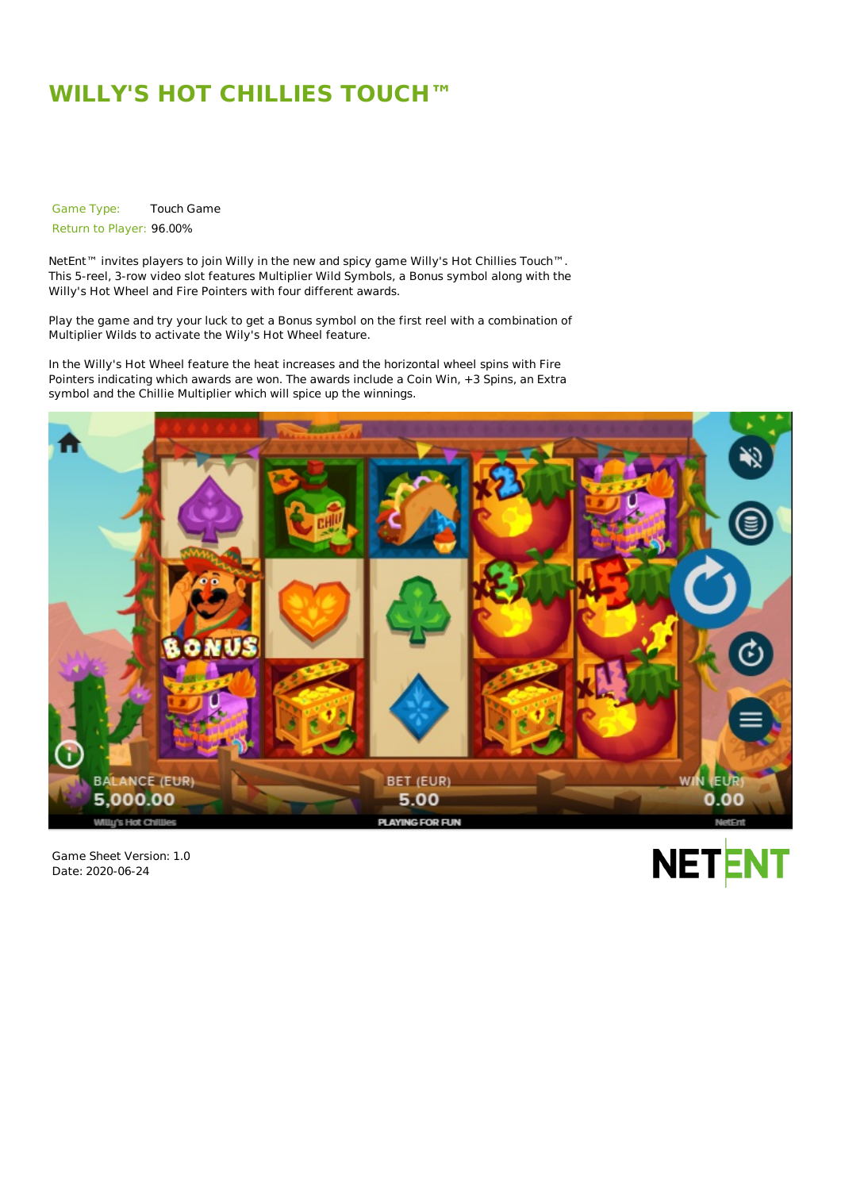# WILLY'S HOT CHILLIES TOUCH™

Game Type: Touch Game
Return to Player: 96.00%

NetEnt™ invites players to join Willy in the new and spicy game Willy's Hot Chillies Touch™. This 5-reel, 3-row video slot features Multiplier Wild Symbols, a Bonus symbol along with the Willy's Hot Wheel and Fire Pointers with four different awards.

Play the game and try your luck to get a Bonus symbol on the first reel with a combination of Multiplier Wilds to activate the Wily's Hot Wheel feature.

In the Willy's Hot Wheel feature the heat increases and the horizontal wheel spins with Fire Pointers indicating which awards are won. The awards include a Coin Win, +3 Spins, an Extra symbol and the Chillie Multiplier which will spice up the winnings.

Game Sheet Version: 1.0
Date: 2020-06-24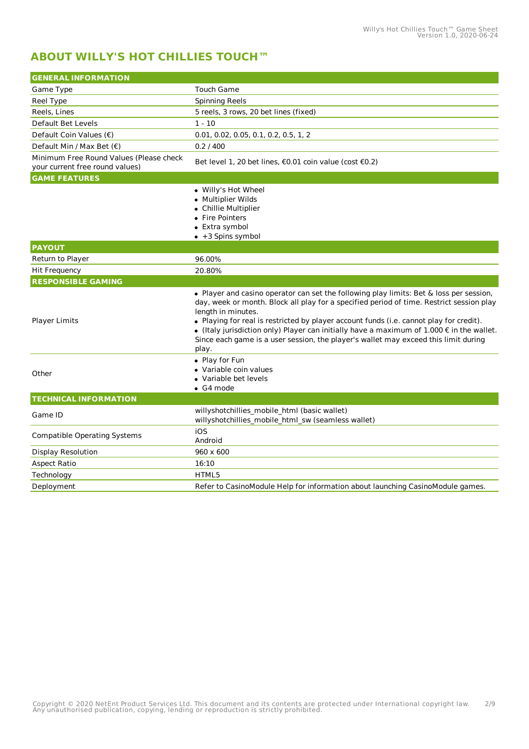# ABOUT WILLY'S HOT CHILLIES TOUCH™

| GENERAL INFORMATION | |
|---|---|
| Game Type | Touch Game |
| Reel Type | Spinning Reels |
| Reels, Lines | 5 reels, 3 rows, 20 bet lines (fixed) |
| Default Bet Levels | 1 - 10 |
| Default Coin Values (€) | 0.01, 0.02, 0.05, 0.1, 0.2, 0.5, 1, 2 |
| Default Min / Max Bet (€) | 0.2 / 400 |
| Minimum Free Round Values (Please check your current free round values) | Bet level 1, 20 bet lines, €0.01 coin value (cost €0.2) |
| **GAME FEATURES** | |
| | • Willy's Hot Wheel<br>• Multiplier Wilds<br>• Chillie Multiplier<br>• Fire Pointers<br>• Extra symbol<br>• +3 Spins symbol |
| **PAYOUT** | |
| Return to Player | 96.00% |
| Hit Frequency | 20.80% |
| **RESPONSIBLE GAMING** | |
| Player Limits | • Player and casino operator can set the following play limits: Bet & loss per session, day, week or month. Block all play for a specified period of time. Restrict session play length in minutes.<br>• Playing for real is restricted by player account funds (i.e. cannot play for credit).<br>• (Italy jurisdiction only) Player can initially have a maximum of 1.000 € in the wallet. Since each game is a user session, the player's wallet may exceed this limit during play. |
| Other | • Play for Fun<br>• Variable coin values<br>• Variable bet levels<br>• G4 mode |
| **TECHNICAL INFORMATION** | |
| Game ID | willyshotchillies_mobile_html (basic wallet)<br>willyshotchillies_mobile_html_sw (seamless wallet) |
| Compatible Operating Systems | iOS<br>Android |
| Display Resolution | 960 x 600 |
| Aspect Ratio | 16:10 |
| Technology | HTML5 |
| Deployment | Refer to CasinoModule Help for information about launching CasinoModule games. |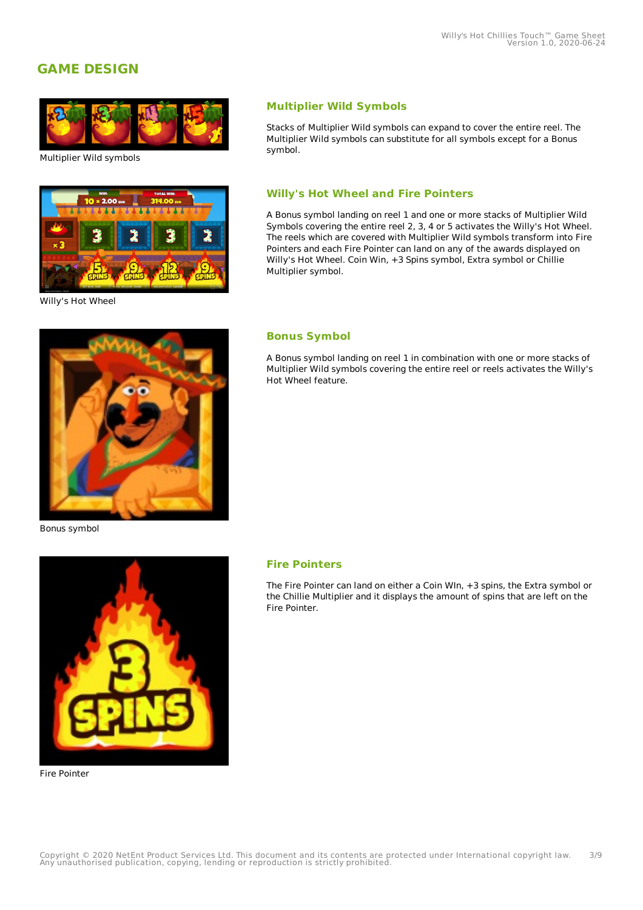## GAME DESIGN

Multiplier Wild symbols

### Multiplier Wild Symbols

Stacks of Multiplier Wild symbols can expand to cover the entire reel. The Multiplier Wild symbols can substitute for all symbols except for a Bonus symbol.

Willy's Hot Wheel

### Willy's Hot Wheel and Fire Pointers

A Bonus symbol landing on reel 1 and one or more stacks of Multiplier Wild Symbols covering the entire reel 2, 3, 4 or 5 activates the Willy's Hot Wheel. The reels which are covered with Multiplier Wild symbols transform into Fire Pointers and each Fire Pointer can land on any of the awards displayed on Willy's Hot Wheel. Coin Win, +3 Spins symbol, Extra symbol or Chillie Multiplier symbol.

Bonus symbol

### Bonus Symbol

A Bonus symbol landing on reel 1 in combination with one or more stacks of Multiplier Wild symbols covering the entire reel or reels activates the Willy's Hot Wheel feature.

Fire Pointer

### Fire Pointers

The Fire Pointer can land on either a Coin WIn, +3 spins, the Extra symbol or the Chillie Multiplier and it displays the amount of spins that are left on the Fire Pointer.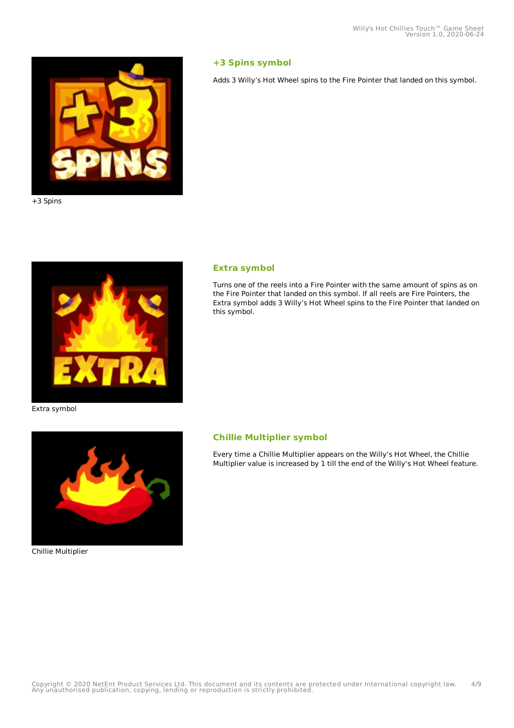+3 Spins

### +3 Spins symbol

Adds 3 Willy's Hot Wheel spins to the Fire Pointer that landed on this symbol.

Extra symbol

### Extra symbol

Turns one of the reels into a Fire Pointer with the same amount of spins as on the Fire Pointer that landed on this symbol. If all reels are Fire Pointers, the Extra symbol adds 3 Willy's Hot Wheel spins to the Fire Pointer that landed on this symbol.

Chillie Multiplier

### Chillie Multiplier symbol

Every time a Chillie Multiplier appears on the Willy's Hot Wheel, the Chillie Multiplier value is increased by 1 till the end of the Willy's Hot Wheel feature.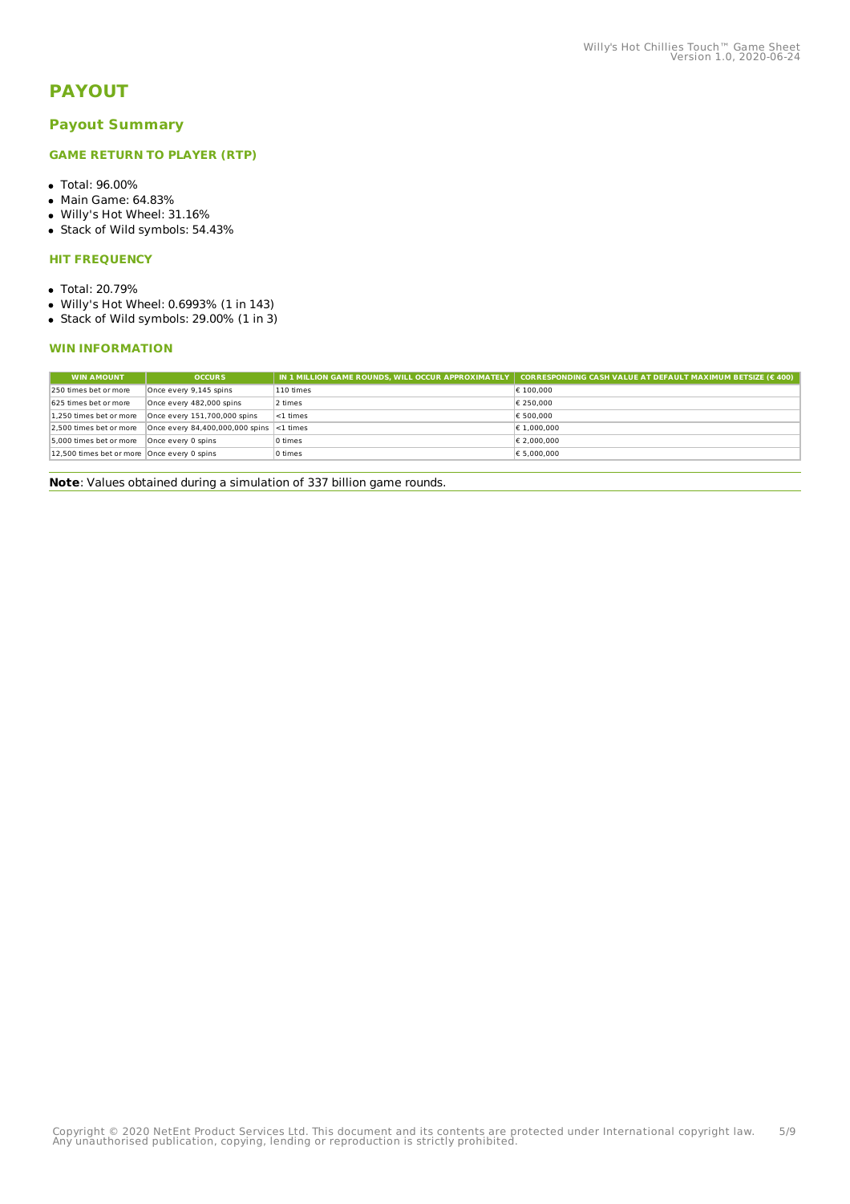# PAYOUT

## Payout Summary

### GAME RETURN TO PLAYER (RTP)

- Total: 96.00%
- Main Game: 64.83%
- Willy's Hot Wheel: 31.16%
- Stack of Wild symbols: 54.43%

### HIT FREQUENCY

- Total: 20.79%
- Willy's Hot Wheel: 0.6993% (1 in 143)
- Stack of Wild symbols: 29.00% (1 in 3)

### WIN INFORMATION

| WIN AMOUNT | OCCURS | IN 1 MILLION GAME ROUNDS, WILL OCCUR APPROXIMATELY | CORRESPONDING CASH VALUE AT DEFAULT MAXIMUM BETSIZE (€ 400) |
|---|---|---|---|
| 250 times bet or more | Once every 9,145 spins | 110 times | € 100,000 |
| 625 times bet or more | Once every 482,000 spins | 2 times | € 250,000 |
| 1,250 times bet or more | Once every 151,700,000 spins | <1 times | € 500,000 |
| 2,500 times bet or more | Once every 84,400,000,000 spins | <1 times | € 1,000,000 |
| 5,000 times bet or more | Once every 0 spins | 0 times | € 2,000,000 |
| 12,500 times bet or more | Once every 0 spins | 0 times | € 5,000,000 |

**Note**: Values obtained during a simulation of 337 billion game rounds.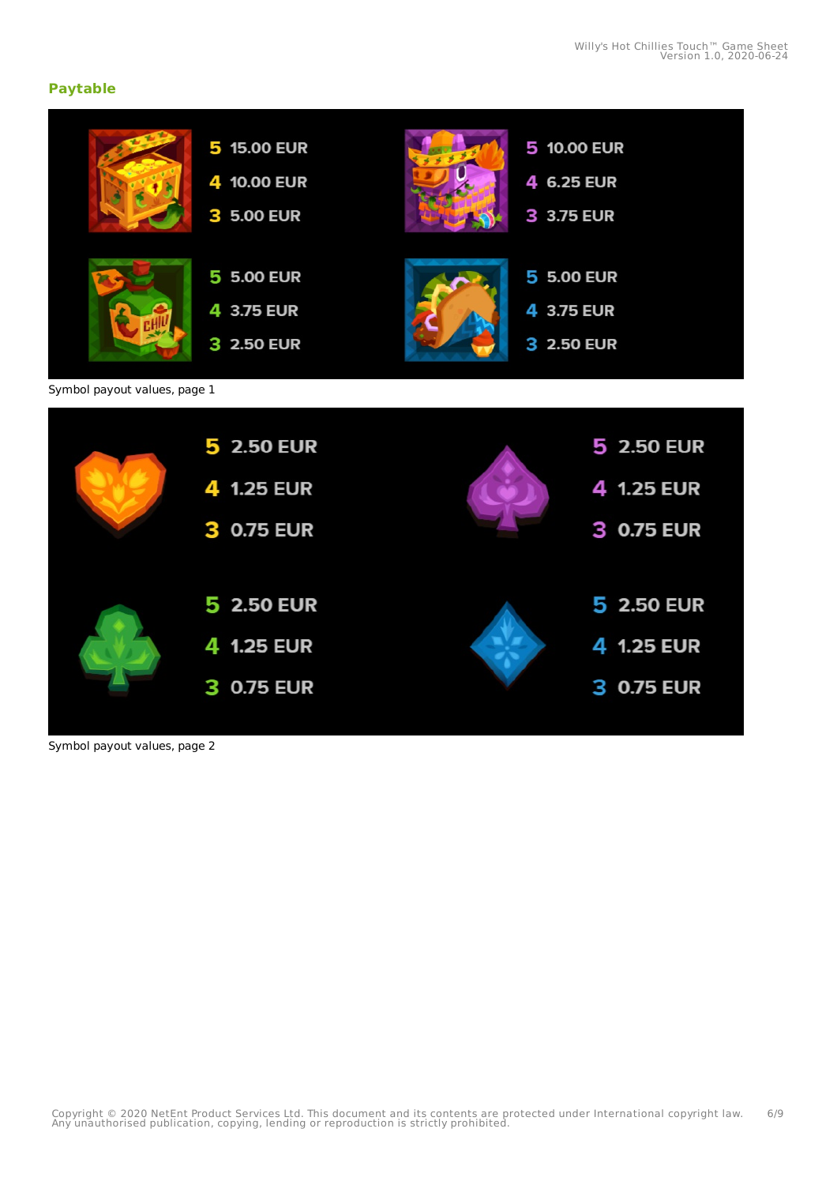## Paytable

| | | |
|---|---|---|
| 5 | 15.00 EUR | 10.00 EUR |
| 4 | 10.00 EUR | 6.25 EUR |
| 3 | 5.00 EUR | 3.75 EUR |

| | | |
|---|---|---|
| 5 | 5.00 EUR | 5.00 EUR |
| 4 | 3.75 EUR | 3.75 EUR |
| 3 | 2.50 EUR | 2.50 EUR |

Symbol payout values, page 1

| | | |
|---|---|---|
| 5 | 2.50 EUR | 2.50 EUR |
| 4 | 1.25 EUR | 1.25 EUR |
| 3 | 0.75 EUR | 0.75 EUR |

| | | |
|---|---|---|
| 5 | 2.50 EUR | 2.50 EUR |
| 4 | 1.25 EUR | 1.25 EUR |
| 3 | 0.75 EUR | 0.75 EUR |

Symbol payout values, page 2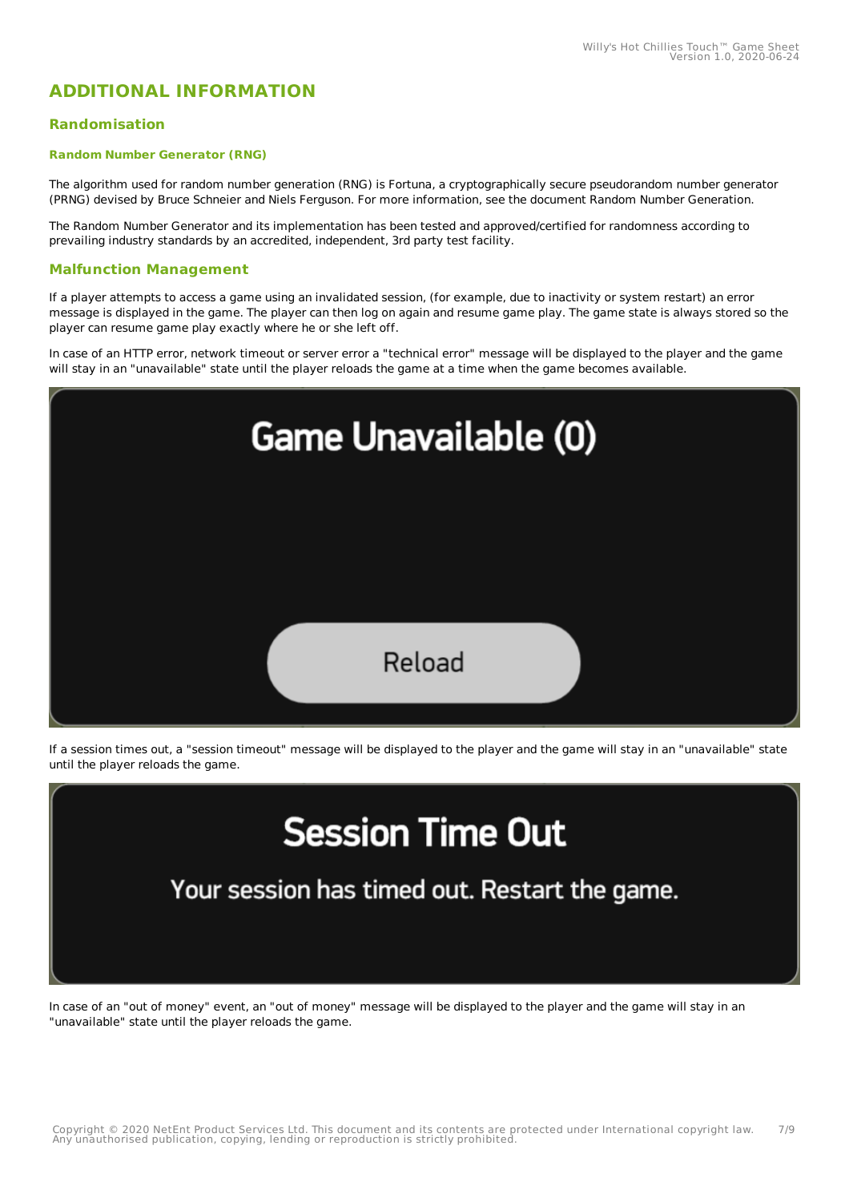# ADDITIONAL INFORMATION

## Randomisation

### Random Number Generator (RNG)

The algorithm used for random number generation (RNG) is Fortuna, a cryptographically secure pseudorandom number generator (PRNG) devised by Bruce Schneier and Niels Ferguson. For more information, see the document Random Number Generation.

The Random Number Generator and its implementation has been tested and approved/certified for randomness according to prevailing industry standards by an accredited, independent, 3rd party test facility.

## Malfunction Management

If a player attempts to access a game using an invalidated session, (for example, due to inactivity or system restart) an error message is displayed in the game. The player can then log on again and resume game play. The game state is always stored so the player can resume game play exactly where he or she left off.

In case of an HTTP error, network timeout or server error a "technical error" message will be displayed to the player and the game will stay in an "unavailable" state until the player reloads the game at a time when the game becomes available.

Game Unavailable (0)

Reload

If a session times out, a "session timeout" message will be displayed to the player and the game will stay in an "unavailable" state until the player reloads the game.

Session Time Out

Your session has timed out. Restart the game.

In case of an "out of money" event, an "out of money" message will be displayed to the player and the game will stay in an "unavailable" state until the player reloads the game.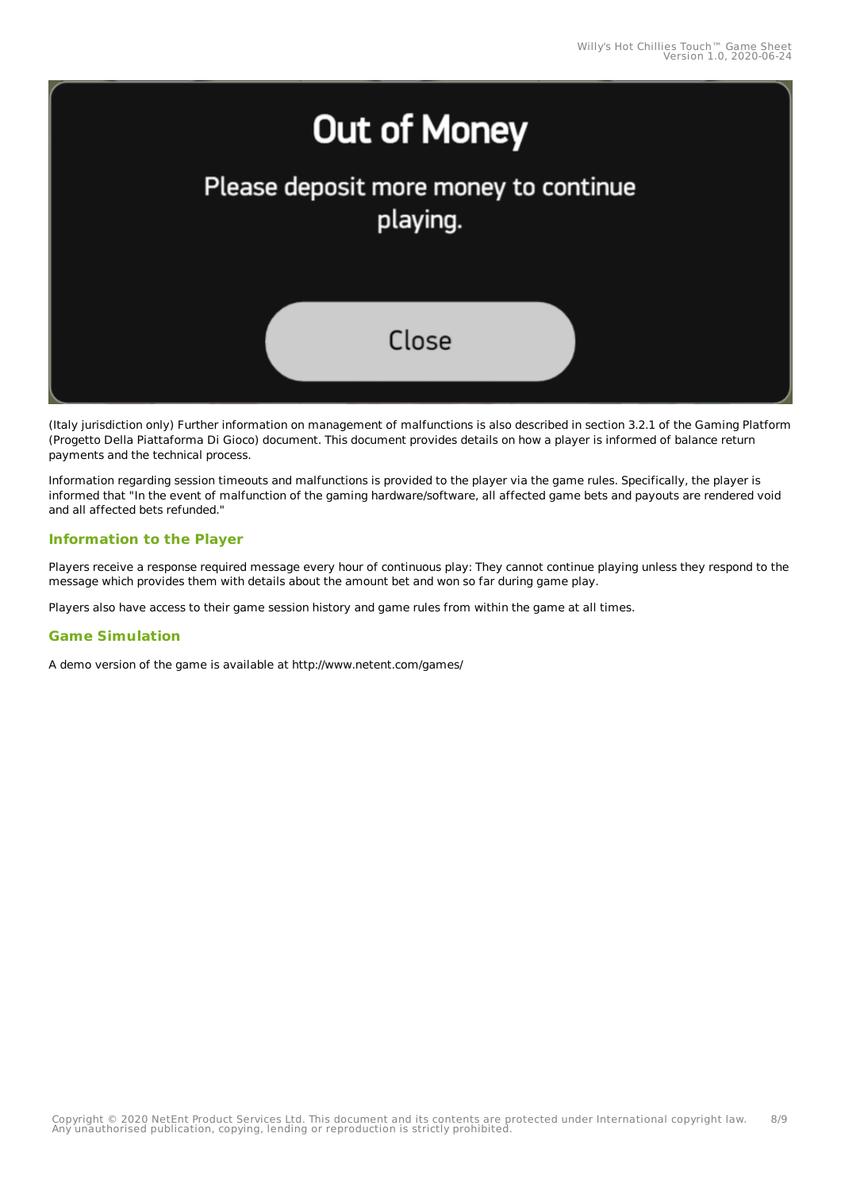Out of Money

Please deposit more money to continue playing.

Close

(Italy jurisdiction only) Further information on management of malfunctions is also described in section 3.2.1 of the Gaming Platform (Progetto Della Piattaforma Di Gioco) document. This document provides details on how a player is informed of balance return payments and the technical process.

Information regarding session timeouts and malfunctions is provided to the player via the game rules. Specifically, the player is informed that "In the event of malfunction of the gaming hardware/software, all affected game bets and payouts are rendered void and all affected bets refunded."

### Information to the Player

Players receive a response required message every hour of continuous play: They cannot continue playing unless they respond to the message which provides them with details about the amount bet and won so far during game play.

Players also have access to their game session history and game rules from within the game at all times.

### Game Simulation

A demo version of the game is available at http://www.netent.com/games/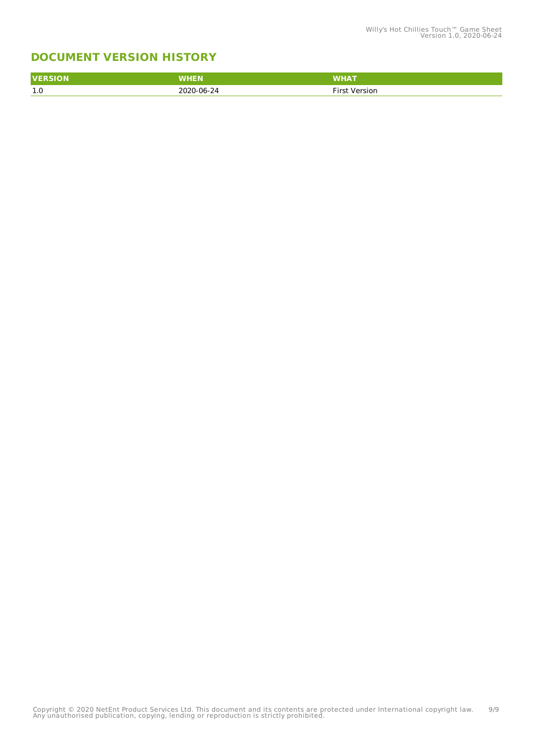## DOCUMENT VERSION HISTORY

| VERSION | WHEN | WHAT |
| --- | --- | --- |
| 1.0 | 2020-06-24 | First Version |